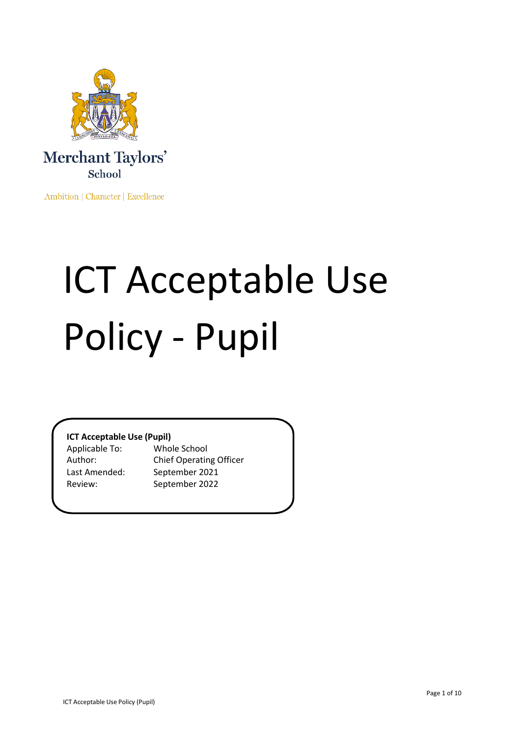Merchant Taylors'
School

Ambition | Character | Excellence

# ICT Acceptable Use Policy - Pupil

**ICT Acceptable Use (Pupil)**

| | |
|---|---|
| Applicable To: | Whole School |
| Author: | Chief Operating Officer |
| Last Amended: | September 2021 |
| Review: | September 2022 |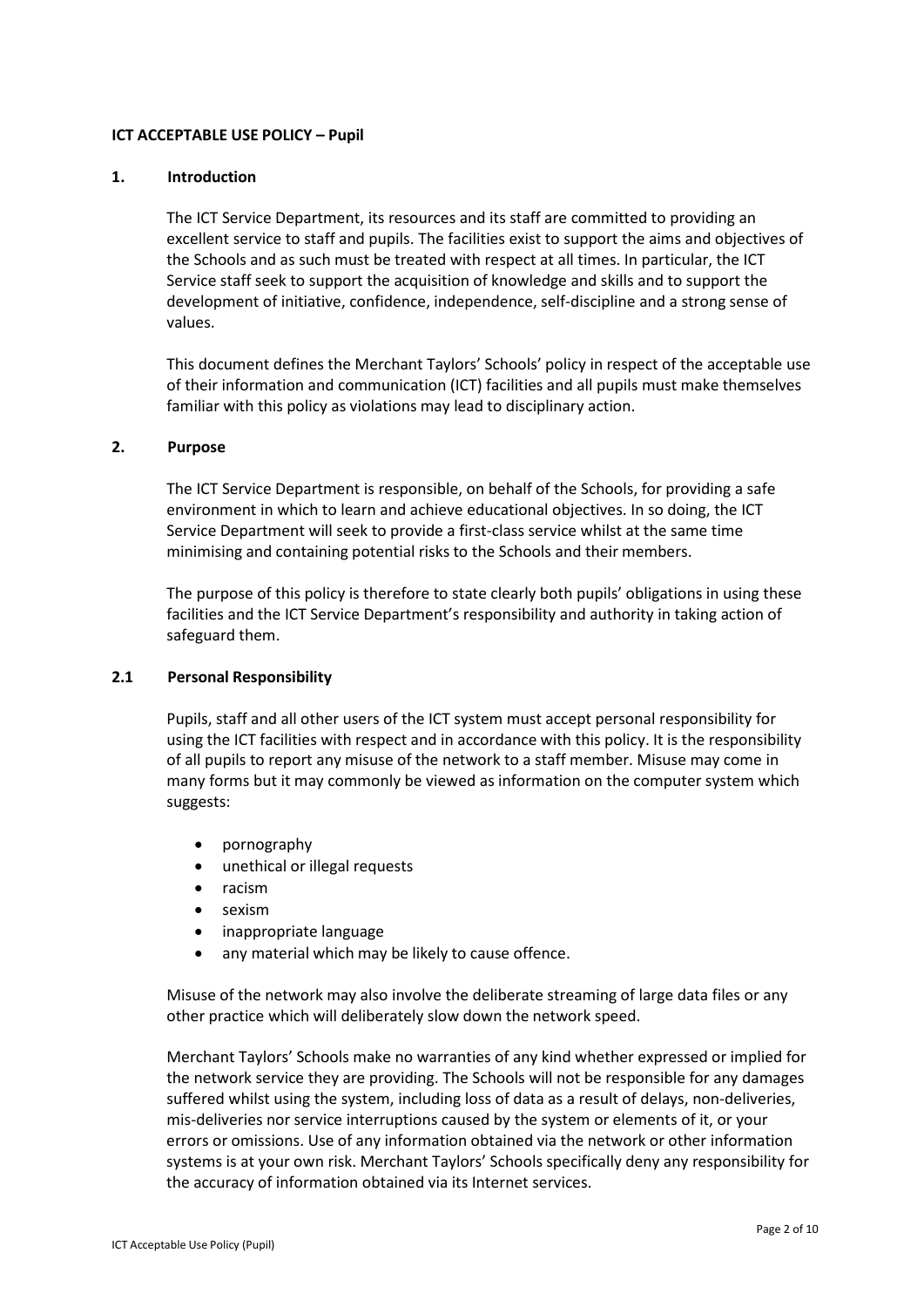**ICT ACCEPTABLE USE POLICY – Pupil**

## 1. Introduction

The ICT Service Department, its resources and its staff are committed to providing an excellent service to staff and pupils. The facilities exist to support the aims and objectives of the Schools and as such must be treated with respect at all times. In particular, the ICT Service staff seek to support the acquisition of knowledge and skills and to support the development of initiative, confidence, independence, self-discipline and a strong sense of values.

This document defines the Merchant Taylors' Schools' policy in respect of the acceptable use of their information and communication (ICT) facilities and all pupils must make themselves familiar with this policy as violations may lead to disciplinary action.

## 2. Purpose

The ICT Service Department is responsible, on behalf of the Schools, for providing a safe environment in which to learn and achieve educational objectives. In so doing, the ICT Service Department will seek to provide a first-class service whilst at the same time minimising and containing potential risks to the Schools and their members.

The purpose of this policy is therefore to state clearly both pupils' obligations in using these facilities and the ICT Service Department's responsibility and authority in taking action of safeguard them.

### 2.1 Personal Responsibility

Pupils, staff and all other users of the ICT system must accept personal responsibility for using the ICT facilities with respect and in accordance with this policy. It is the responsibility of all pupils to report any misuse of the network to a staff member. Misuse may come in many forms but it may commonly be viewed as information on the computer system which suggests:

- pornography
- unethical or illegal requests
- racism
- sexism
- inappropriate language
- any material which may be likely to cause offence.

Misuse of the network may also involve the deliberate streaming of large data files or any other practice which will deliberately slow down the network speed.

Merchant Taylors' Schools make no warranties of any kind whether expressed or implied for the network service they are providing. The Schools will not be responsible for any damages suffered whilst using the system, including loss of data as a result of delays, non-deliveries, mis-deliveries nor service interruptions caused by the system or elements of it, or your errors or omissions. Use of any information obtained via the network or other information systems is at your own risk. Merchant Taylors' Schools specifically deny any responsibility for the accuracy of information obtained via its Internet services.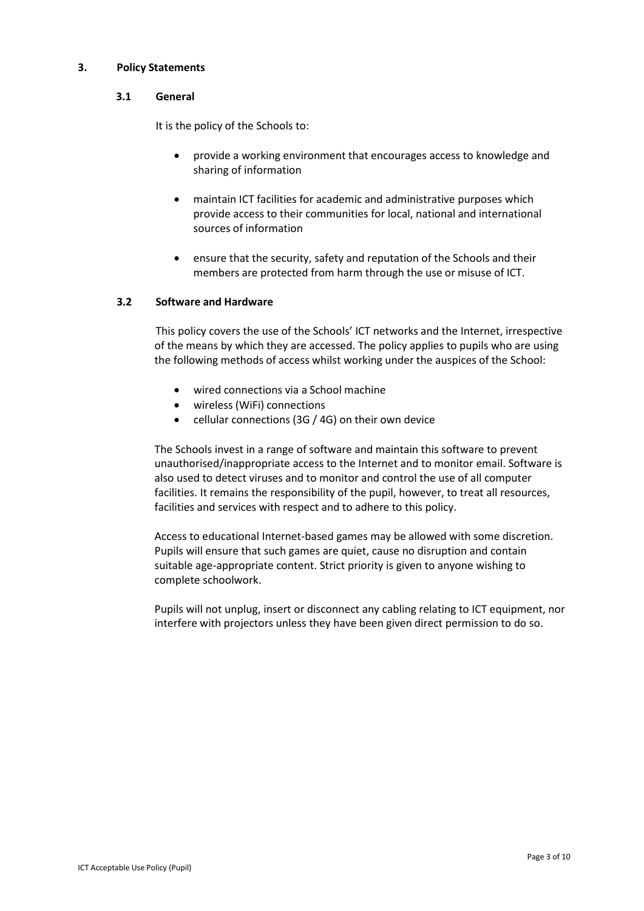## 3. Policy Statements

### 3.1 General

It is the policy of the Schools to:

- provide a working environment that encourages access to knowledge and sharing of information
- maintain ICT facilities for academic and administrative purposes which provide access to their communities for local, national and international sources of information
- ensure that the security, safety and reputation of the Schools and their members are protected from harm through the use or misuse of ICT.

### 3.2 Software and Hardware

This policy covers the use of the Schools' ICT networks and the Internet, irrespective of the means by which they are accessed. The policy applies to pupils who are using the following methods of access whilst working under the auspices of the School:

- wired connections via a School machine
- wireless (WiFi) connections
- cellular connections (3G / 4G) on their own device

The Schools invest in a range of software and maintain this software to prevent unauthorised/inappropriate access to the Internet and to monitor email. Software is also used to detect viruses and to monitor and control the use of all computer facilities. It remains the responsibility of the pupil, however, to treat all resources, facilities and services with respect and to adhere to this policy.

Access to educational Internet-based games may be allowed with some discretion. Pupils will ensure that such games are quiet, cause no disruption and contain suitable age-appropriate content. Strict priority is given to anyone wishing to complete schoolwork.

Pupils will not unplug, insert or disconnect any cabling relating to ICT equipment, nor interfere with projectors unless they have been given direct permission to do so.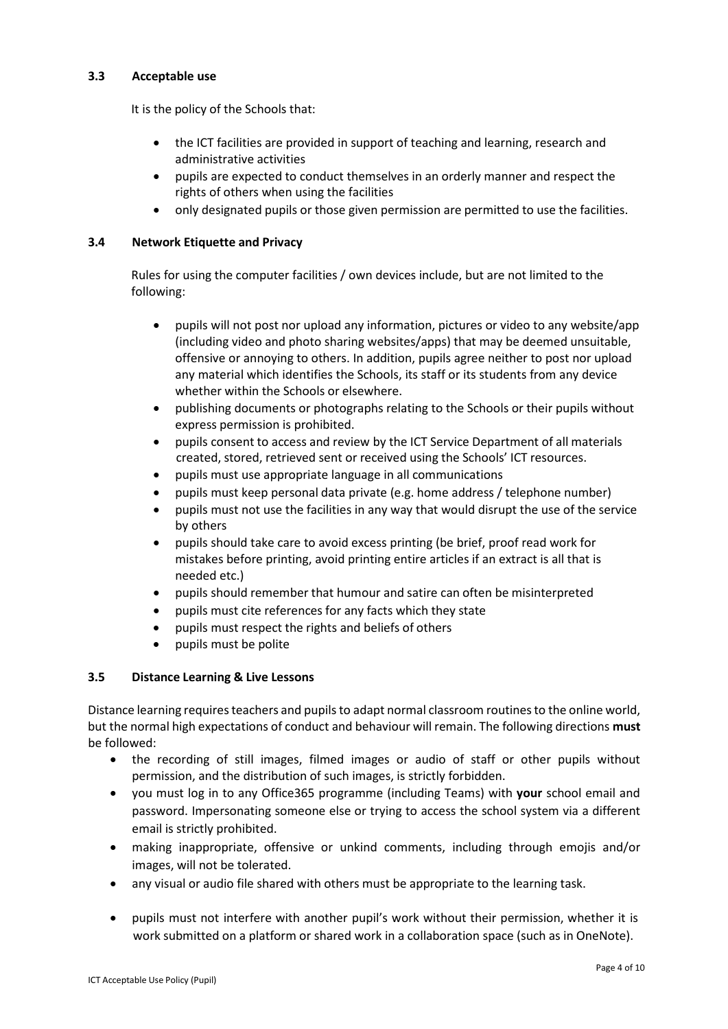### 3.3 Acceptable use

It is the policy of the Schools that:

- the ICT facilities are provided in support of teaching and learning, research and administrative activities
- pupils are expected to conduct themselves in an orderly manner and respect the rights of others when using the facilities
- only designated pupils or those given permission are permitted to use the facilities.

### 3.4 Network Etiquette and Privacy

Rules for using the computer facilities / own devices include, but are not limited to the following:

- pupils will not post nor upload any information, pictures or video to any website/app (including video and photo sharing websites/apps) that may be deemed unsuitable, offensive or annoying to others. In addition, pupils agree neither to post nor upload any material which identifies the Schools, its staff or its students from any device whether within the Schools or elsewhere.
- publishing documents or photographs relating to the Schools or their pupils without express permission is prohibited.
- pupils consent to access and review by the ICT Service Department of all materials created, stored, retrieved sent or received using the Schools' ICT resources.
- pupils must use appropriate language in all communications
- pupils must keep personal data private (e.g. home address / telephone number)
- pupils must not use the facilities in any way that would disrupt the use of the service by others
- pupils should take care to avoid excess printing (be brief, proof read work for mistakes before printing, avoid printing entire articles if an extract is all that is needed etc.)
- pupils should remember that humour and satire can often be misinterpreted
- pupils must cite references for any facts which they state
- pupils must respect the rights and beliefs of others
- pupils must be polite

### 3.5 Distance Learning & Live Lessons

Distance learning requires teachers and pupils to adapt normal classroom routines to the online world, but the normal high expectations of conduct and behaviour will remain. The following directions **must** be followed:

- the recording of still images, filmed images or audio of staff or other pupils without permission, and the distribution of such images, is strictly forbidden.
- you must log in to any Office365 programme (including Teams) with **your** school email and password. Impersonating someone else or trying to access the school system via a different email is strictly prohibited.
- making inappropriate, offensive or unkind comments, including through emojis and/or images, will not be tolerated.
- any visual or audio file shared with others must be appropriate to the learning task.
- pupils must not interfere with another pupil's work without their permission, whether it is work submitted on a platform or shared work in a collaboration space (such as in OneNote).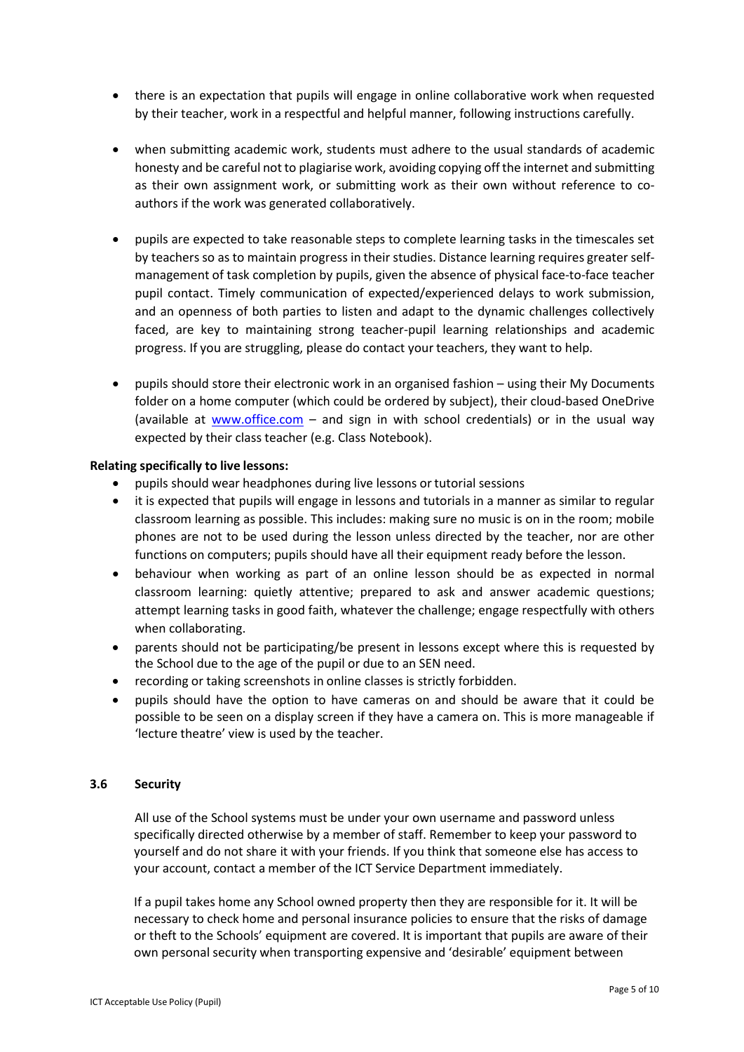- there is an expectation that pupils will engage in online collaborative work when requested by their teacher, work in a respectful and helpful manner, following instructions carefully.

- when submitting academic work, students must adhere to the usual standards of academic honesty and be careful not to plagiarise work, avoiding copying off the internet and submitting as their own assignment work, or submitting work as their own without reference to co-authors if the work was generated collaboratively.

- pupils are expected to take reasonable steps to complete learning tasks in the timescales set by teachers so as to maintain progress in their studies. Distance learning requires greater self-management of task completion by pupils, given the absence of physical face-to-face teacher pupil contact. Timely communication of expected/experienced delays to work submission, and an openness of both parties to listen and adapt to the dynamic challenges collectively faced, are key to maintaining strong teacher-pupil learning relationships and academic progress. If you are struggling, please do contact your teachers, they want to help.

- pupils should store their electronic work in an organised fashion – using their My Documents folder on a home computer (which could be ordered by subject), their cloud-based OneDrive (available at [www.office.com](http://www.office.com) – and sign in with school credentials) or in the usual way expected by their class teacher (e.g. Class Notebook).

**Relating specifically to live lessons:**

- pupils should wear headphones during live lessons or tutorial sessions
- it is expected that pupils will engage in lessons and tutorials in a manner as similar to regular classroom learning as possible. This includes: making sure no music is on in the room; mobile phones are not to be used during the lesson unless directed by the teacher, nor are other functions on computers; pupils should have all their equipment ready before the lesson.
- behaviour when working as part of an online lesson should be as expected in normal classroom learning: quietly attentive; prepared to ask and answer academic questions; attempt learning tasks in good faith, whatever the challenge; engage respectfully with others when collaborating.
- parents should not be participating/be present in lessons except where this is requested by the School due to the age of the pupil or due to an SEN need.
- recording or taking screenshots in online classes is strictly forbidden.
- pupils should have the option to have cameras on and should be aware that it could be possible to be seen on a display screen if they have a camera on. This is more manageable if 'lecture theatre' view is used by the teacher.

### 3.6 Security

All use of the School systems must be under your own username and password unless specifically directed otherwise by a member of staff. Remember to keep your password to yourself and do not share it with your friends. If you think that someone else has access to your account, contact a member of the ICT Service Department immediately.

If a pupil takes home any School owned property then they are responsible for it. It will be necessary to check home and personal insurance policies to ensure that the risks of damage or theft to the Schools' equipment are covered. It is important that pupils are aware of their own personal security when transporting expensive and 'desirable' equipment between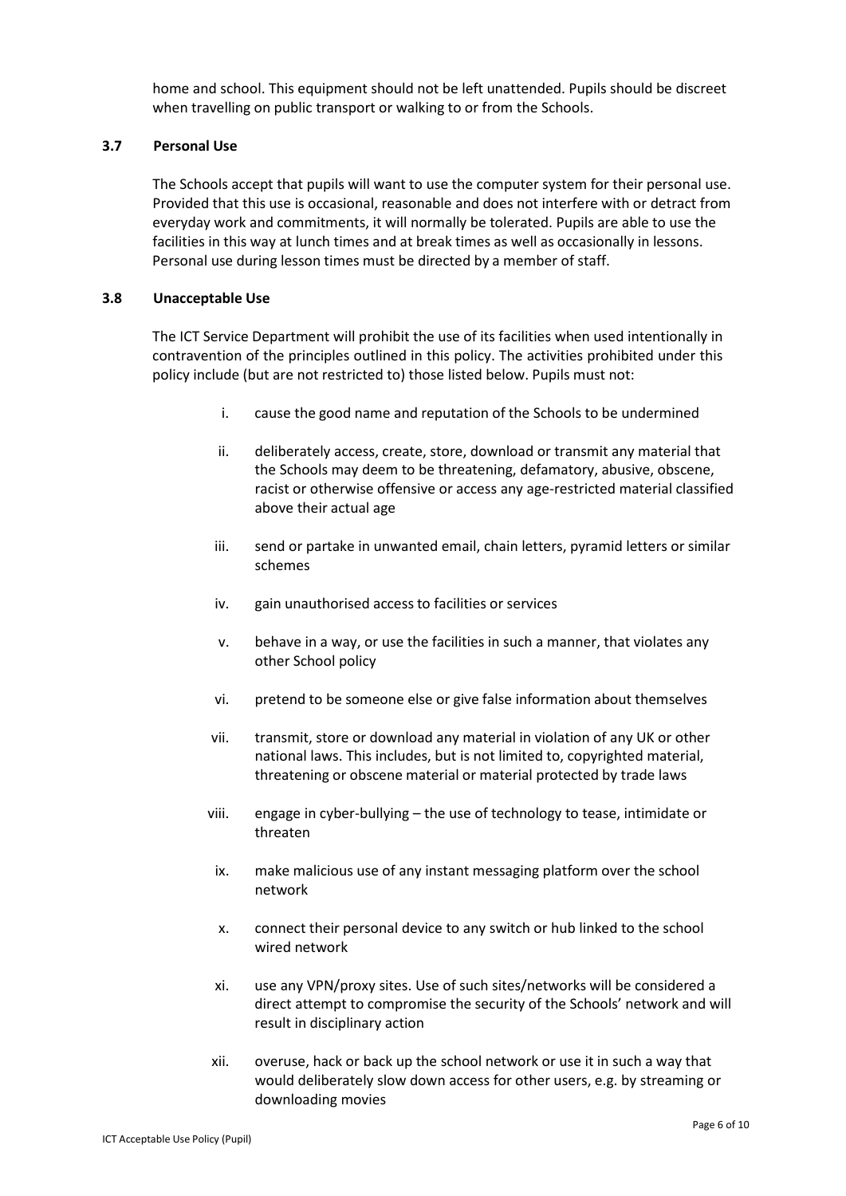home and school. This equipment should not be left unattended. Pupils should be discreet when travelling on public transport or walking to or from the Schools.

### 3.7 Personal Use

The Schools accept that pupils will want to use the computer system for their personal use. Provided that this use is occasional, reasonable and does not interfere with or detract from everyday work and commitments, it will normally be tolerated. Pupils are able to use the facilities in this way at lunch times and at break times as well as occasionally in lessons. Personal use during lesson times must be directed by a member of staff.

### 3.8 Unacceptable Use

The ICT Service Department will prohibit the use of its facilities when used intentionally in contravention of the principles outlined in this policy. The activities prohibited under this policy include (but are not restricted to) those listed below. Pupils must not:

i. cause the good name and reputation of the Schools to be undermined

ii. deliberately access, create, store, download or transmit any material that the Schools may deem to be threatening, defamatory, abusive, obscene, racist or otherwise offensive or access any age-restricted material classified above their actual age

iii. send or partake in unwanted email, chain letters, pyramid letters or similar schemes

iv. gain unauthorised access to facilities or services

v. behave in a way, or use the facilities in such a manner, that violates any other School policy

vi. pretend to be someone else or give false information about themselves

vii. transmit, store or download any material in violation of any UK or other national laws. This includes, but is not limited to, copyrighted material, threatening or obscene material or material protected by trade laws

viii. engage in cyber-bullying – the use of technology to tease, intimidate or threaten

ix. make malicious use of any instant messaging platform over the school network

x. connect their personal device to any switch or hub linked to the school wired network

xi. use any VPN/proxy sites. Use of such sites/networks will be considered a direct attempt to compromise the security of the Schools' network and will result in disciplinary action

xii. overuse, hack or back up the school network or use it in such a way that would deliberately slow down access for other users, e.g. by streaming or downloading movies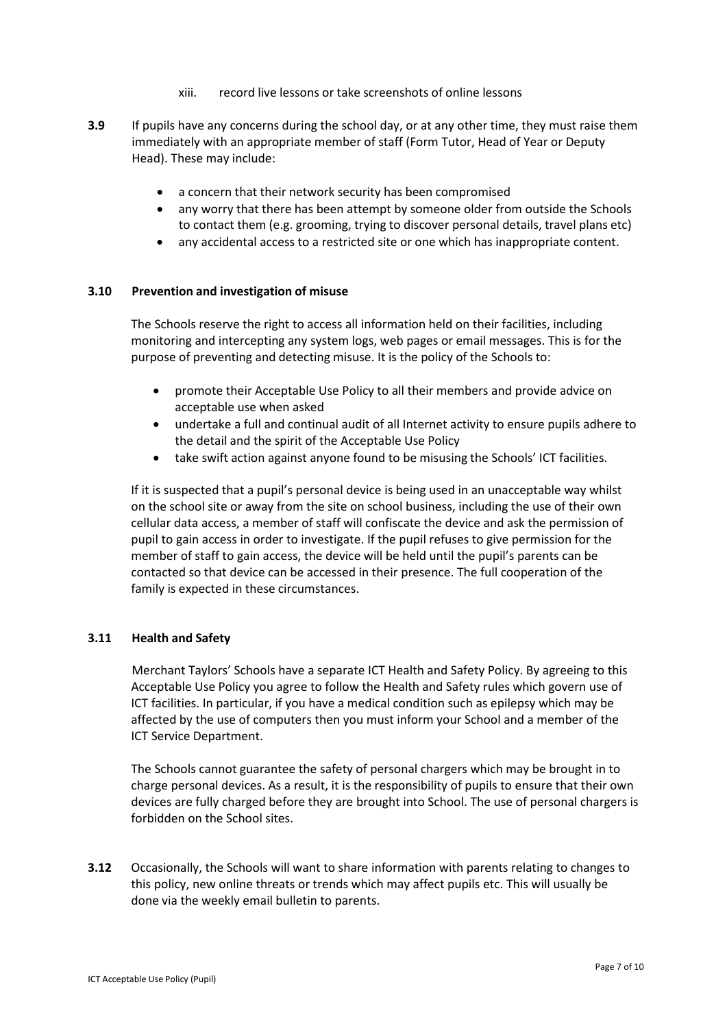xiii. record live lessons or take screenshots of online lessons

**3.9** If pupils have any concerns during the school day, or at any other time, they must raise them immediately with an appropriate member of staff (Form Tutor, Head of Year or Deputy Head). These may include:

- a concern that their network security has been compromised
- any worry that there has been attempt by someone older from outside the Schools to contact them (e.g. grooming, trying to discover personal details, travel plans etc)
- any accidental access to a restricted site or one which has inappropriate content.

**3.10 Prevention and investigation of misuse**

The Schools reserve the right to access all information held on their facilities, including monitoring and intercepting any system logs, web pages or email messages. This is for the purpose of preventing and detecting misuse. It is the policy of the Schools to:

- promote their Acceptable Use Policy to all their members and provide advice on acceptable use when asked
- undertake a full and continual audit of all Internet activity to ensure pupils adhere to the detail and the spirit of the Acceptable Use Policy
- take swift action against anyone found to be misusing the Schools' ICT facilities.

If it is suspected that a pupil's personal device is being used in an unacceptable way whilst on the school site or away from the site on school business, including the use of their own cellular data access, a member of staff will confiscate the device and ask the permission of pupil to gain access in order to investigate. If the pupil refuses to give permission for the member of staff to gain access, the device will be held until the pupil's parents can be contacted so that device can be accessed in their presence. The full cooperation of the family is expected in these circumstances.

**3.11 Health and Safety**

Merchant Taylors' Schools have a separate ICT Health and Safety Policy. By agreeing to this Acceptable Use Policy you agree to follow the Health and Safety rules which govern use of ICT facilities. In particular, if you have a medical condition such as epilepsy which may be affected by the use of computers then you must inform your School and a member of the ICT Service Department.

The Schools cannot guarantee the safety of personal chargers which may be brought in to charge personal devices. As a result, it is the responsibility of pupils to ensure that their own devices are fully charged before they are brought into School. The use of personal chargers is forbidden on the School sites.

**3.12** Occasionally, the Schools will want to share information with parents relating to changes to this policy, new online threats or trends which may affect pupils etc. This will usually be done via the weekly email bulletin to parents.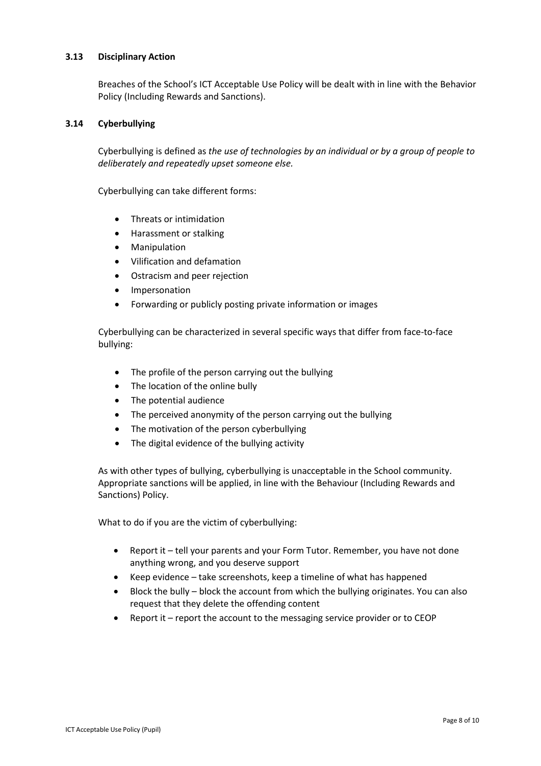### 3.13 Disciplinary Action

Breaches of the School's ICT Acceptable Use Policy will be dealt with in line with the Behavior Policy (Including Rewards and Sanctions).

### 3.14 Cyberbullying

Cyberbullying is defined as *the use of technologies by an individual or by a group of people to deliberately and repeatedly upset someone else.*

Cyberbullying can take different forms:

- Threats or intimidation
- Harassment or stalking
- Manipulation
- Vilification and defamation
- Ostracism and peer rejection
- Impersonation
- Forwarding or publicly posting private information or images

Cyberbullying can be characterized in several specific ways that differ from face-to-face bullying:

- The profile of the person carrying out the bullying
- The location of the online bully
- The potential audience
- The perceived anonymity of the person carrying out the bullying
- The motivation of the person cyberbullying
- The digital evidence of the bullying activity

As with other types of bullying, cyberbullying is unacceptable in the School community. Appropriate sanctions will be applied, in line with the Behaviour (Including Rewards and Sanctions) Policy.

What to do if you are the victim of cyberbullying:

- Report it – tell your parents and your Form Tutor. Remember, you have not done anything wrong, and you deserve support
- Keep evidence – take screenshots, keep a timeline of what has happened
- Block the bully – block the account from which the bullying originates. You can also request that they delete the offending content
- Report it – report the account to the messaging service provider or to CEOP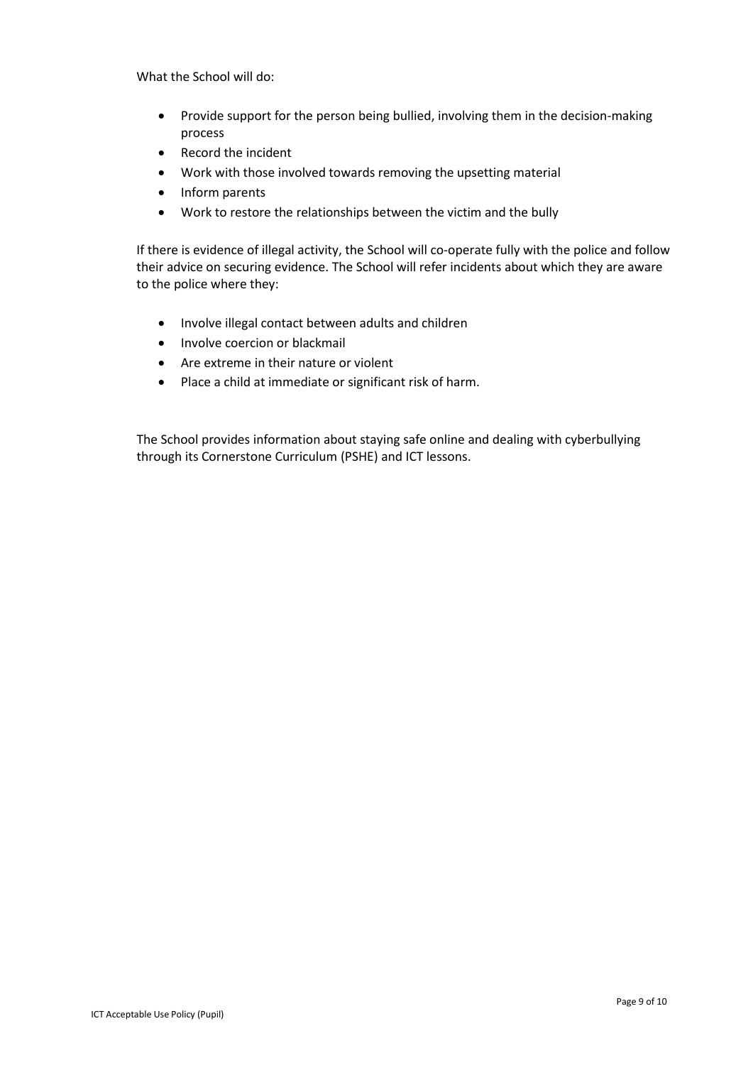What the School will do:

- Provide support for the person being bullied, involving them in the decision-making process
- Record the incident
- Work with those involved towards removing the upsetting material
- Inform parents
- Work to restore the relationships between the victim and the bully

If there is evidence of illegal activity, the School will co-operate fully with the police and follow their advice on securing evidence. The School will refer incidents about which they are aware to the police where they:

- Involve illegal contact between adults and children
- Involve coercion or blackmail
- Are extreme in their nature or violent
- Place a child at immediate or significant risk of harm.

The School provides information about staying safe online and dealing with cyberbullying through its Cornerstone Curriculum (PSHE) and ICT lessons.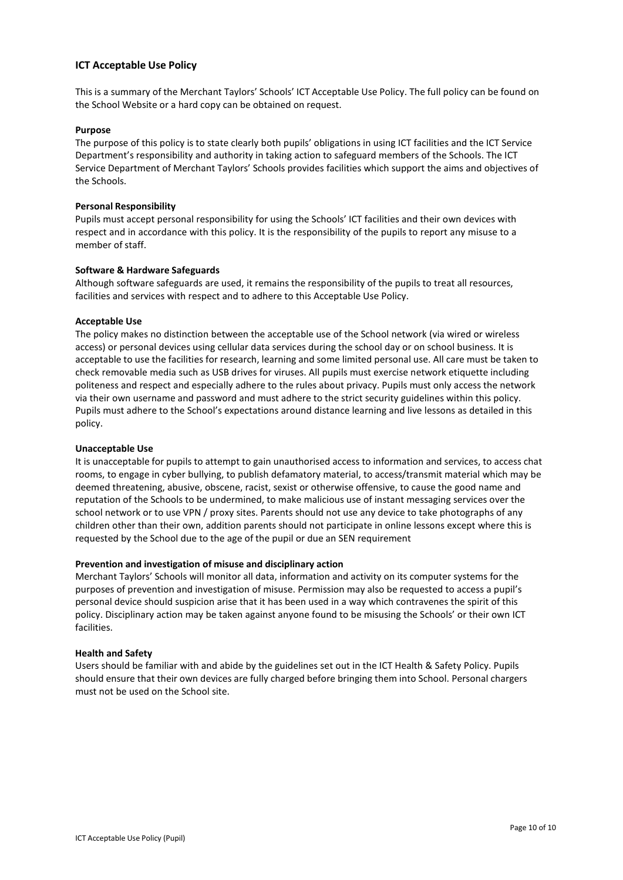## ICT Acceptable Use Policy

This is a summary of the Merchant Taylors' Schools' ICT Acceptable Use Policy. The full policy can be found on the School Website or a hard copy can be obtained on request.

**Purpose**

The purpose of this policy is to state clearly both pupils' obligations in using ICT facilities and the ICT Service Department's responsibility and authority in taking action to safeguard members of the Schools. The ICT Service Department of Merchant Taylors' Schools provides facilities which support the aims and objectives of the Schools.

**Personal Responsibility**

Pupils must accept personal responsibility for using the Schools' ICT facilities and their own devices with respect and in accordance with this policy. It is the responsibility of the pupils to report any misuse to a member of staff.

**Software & Hardware Safeguards**

Although software safeguards are used, it remains the responsibility of the pupils to treat all resources, facilities and services with respect and to adhere to this Acceptable Use Policy.

**Acceptable Use**

The policy makes no distinction between the acceptable use of the School network (via wired or wireless access) or personal devices using cellular data services during the school day or on school business. It is acceptable to use the facilities for research, learning and some limited personal use. All care must be taken to check removable media such as USB drives for viruses. All pupils must exercise network etiquette including politeness and respect and especially adhere to the rules about privacy. Pupils must only access the network via their own username and password and must adhere to the strict security guidelines within this policy. Pupils must adhere to the School's expectations around distance learning and live lessons as detailed in this policy.

**Unacceptable Use**

It is unacceptable for pupils to attempt to gain unauthorised access to information and services, to access chat rooms, to engage in cyber bullying, to publish defamatory material, to access/transmit material which may be deemed threatening, abusive, obscene, racist, sexist or otherwise offensive, to cause the good name and reputation of the Schools to be undermined, to make malicious use of instant messaging services over the school network or to use VPN / proxy sites. Parents should not use any device to take photographs of any children other than their own, addition parents should not participate in online lessons except where this is requested by the School due to the age of the pupil or due an SEN requirement

**Prevention and investigation of misuse and disciplinary action**

Merchant Taylors' Schools will monitor all data, information and activity on its computer systems for the purposes of prevention and investigation of misuse. Permission may also be requested to access a pupil's personal device should suspicion arise that it has been used in a way which contravenes the spirit of this policy. Disciplinary action may be taken against anyone found to be misusing the Schools' or their own ICT facilities.

**Health and Safety**

Users should be familiar with and abide by the guidelines set out in the ICT Health & Safety Policy. Pupils should ensure that their own devices are fully charged before bringing them into School. Personal chargers must not be used on the School site.